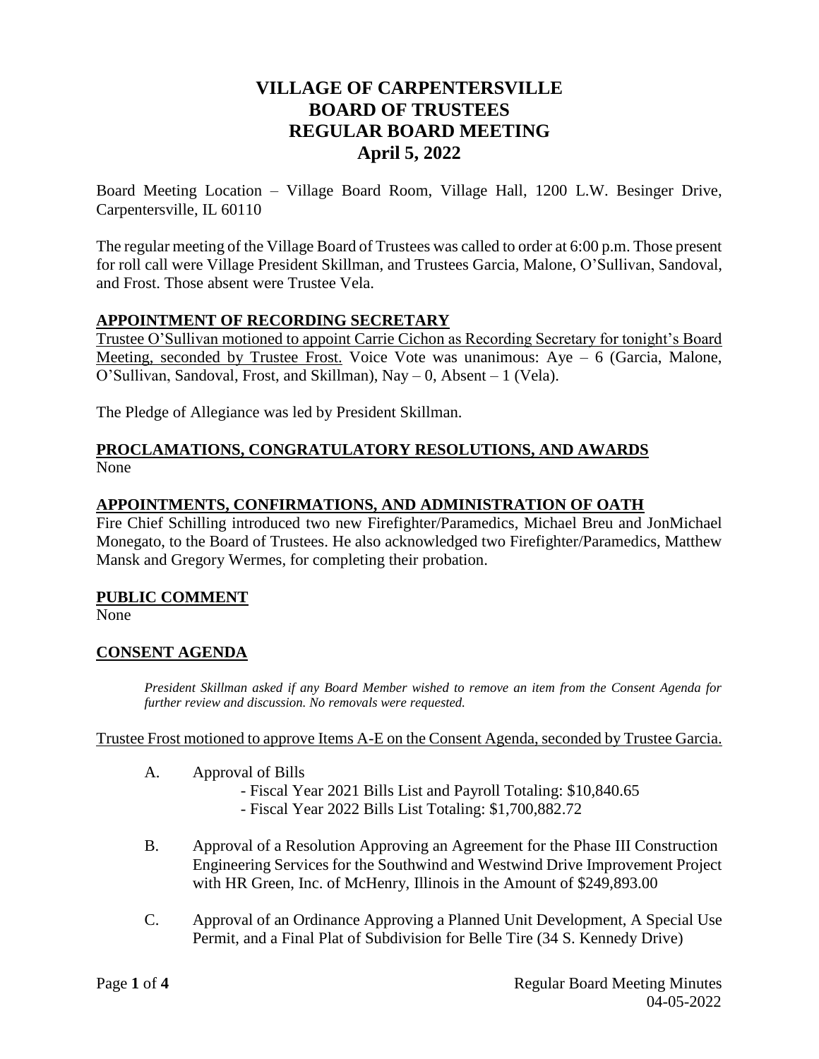# VILLAGE OF CARPENTERSVILLE
# BOARD OF TRUSTEES
# REGULAR BOARD MEETING
# April 5, 2022

Board Meeting Location – Village Board Room, Village Hall, 1200 L.W. Besinger Drive, Carpentersville, IL 60110

The regular meeting of the Village Board of Trustees was called to order at 6:00 p.m. Those present for roll call were Village President Skillman, and Trustees Garcia, Malone, O'Sullivan, Sandoval, and Frost. Those absent were Trustee Vela.

## APPOINTMENT OF RECORDING SECRETARY

Trustee O'Sullivan motioned to appoint Carrie Cichon as Recording Secretary for tonight's Board Meeting, seconded by Trustee Frost. Voice Vote was unanimous: Aye – 6 (Garcia, Malone, O'Sullivan, Sandoval, Frost, and Skillman), Nay – 0, Absent – 1 (Vela).

The Pledge of Allegiance was led by President Skillman.

## PROCLAMATIONS, CONGRATULATORY RESOLUTIONS, AND AWARDS

None

## APPOINTMENTS, CONFIRMATIONS, AND ADMINISTRATION OF OATH

Fire Chief Schilling introduced two new Firefighter/Paramedics, Michael Breu and JonMichael Monegato, to the Board of Trustees. He also acknowledged two Firefighter/Paramedics, Matthew Mansk and Gregory Wermes, for completing their probation.

## PUBLIC COMMENT

None

## CONSENT AGENDA

*President Skillman asked if any Board Member wished to remove an item from the Consent Agenda for further review and discussion. No removals were requested.*

Trustee Frost motioned to approve Items A-E on the Consent Agenda, seconded by Trustee Garcia.

A. Approval of Bills
   - Fiscal Year 2021 Bills List and Payroll Totaling: $10,840.65
   - Fiscal Year 2022 Bills List Totaling: $1,700,882.72

B. Approval of a Resolution Approving an Agreement for the Phase III Construction Engineering Services for the Southwind and Westwind Drive Improvement Project with HR Green, Inc. of McHenry, Illinois in the Amount of $249,893.00

C. Approval of an Ordinance Approving a Planned Unit Development, A Special Use Permit, and a Final Plat of Subdivision for Belle Tire (34 S. Kennedy Drive)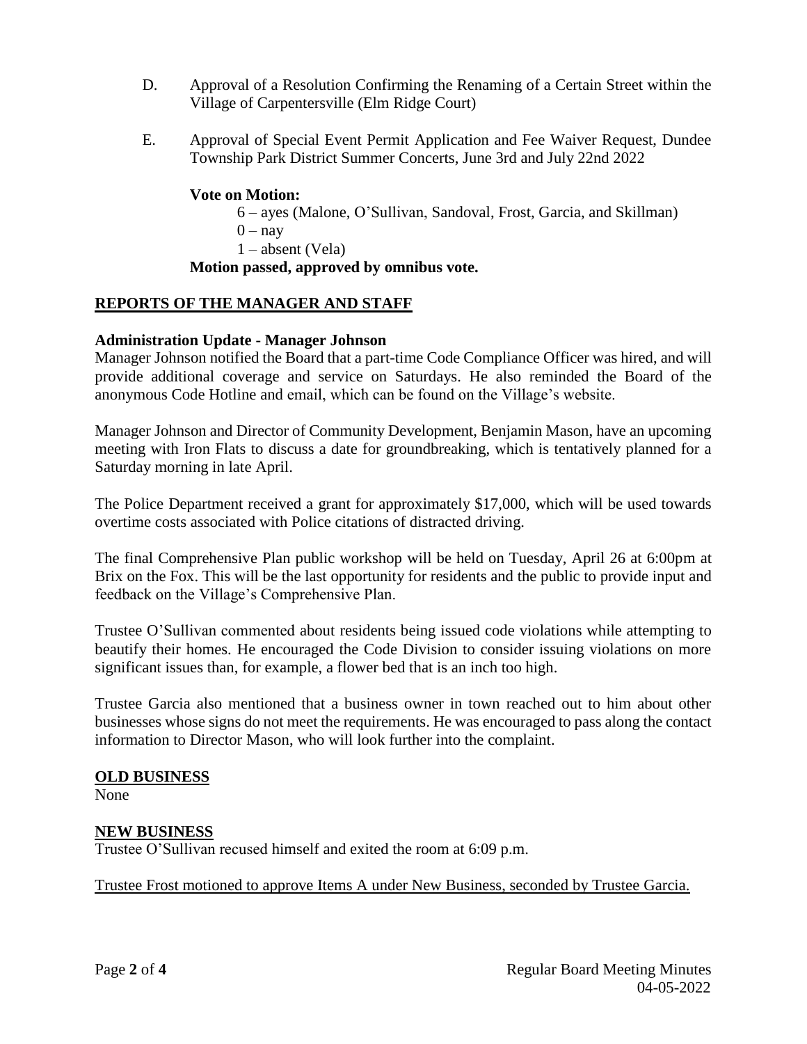D. Approval of a Resolution Confirming the Renaming of a Certain Street within the Village of Carpentersville (Elm Ridge Court)

E. Approval of Special Event Permit Application and Fee Waiver Request, Dundee Township Park District Summer Concerts, June 3rd and July 22nd 2022

**Vote on Motion:**

6 – ayes (Malone, O'Sullivan, Sandoval, Frost, Garcia, and Skillman)
0 – nay
1 – absent (Vela)

**Motion passed, approved by omnibus vote.**

## REPORTS OF THE MANAGER AND STAFF

**Administration Update - Manager Johnson**

Manager Johnson notified the Board that a part-time Code Compliance Officer was hired, and will provide additional coverage and service on Saturdays. He also reminded the Board of the anonymous Code Hotline and email, which can be found on the Village's website.

Manager Johnson and Director of Community Development, Benjamin Mason, have an upcoming meeting with Iron Flats to discuss a date for groundbreaking, which is tentatively planned for a Saturday morning in late April.

The Police Department received a grant for approximately $17,000, which will be used towards overtime costs associated with Police citations of distracted driving.

The final Comprehensive Plan public workshop will be held on Tuesday, April 26 at 6:00pm at Brix on the Fox. This will be the last opportunity for residents and the public to provide input and feedback on the Village's Comprehensive Plan.

Trustee O'Sullivan commented about residents being issued code violations while attempting to beautify their homes. He encouraged the Code Division to consider issuing violations on more significant issues than, for example, a flower bed that is an inch too high.

Trustee Garcia also mentioned that a business owner in town reached out to him about other businesses whose signs do not meet the requirements. He was encouraged to pass along the contact information to Director Mason, who will look further into the complaint.

## OLD BUSINESS

None

## NEW BUSINESS

Trustee O'Sullivan recused himself and exited the room at 6:09 p.m.

Trustee Frost motioned to approve Items A under New Business, seconded by Trustee Garcia.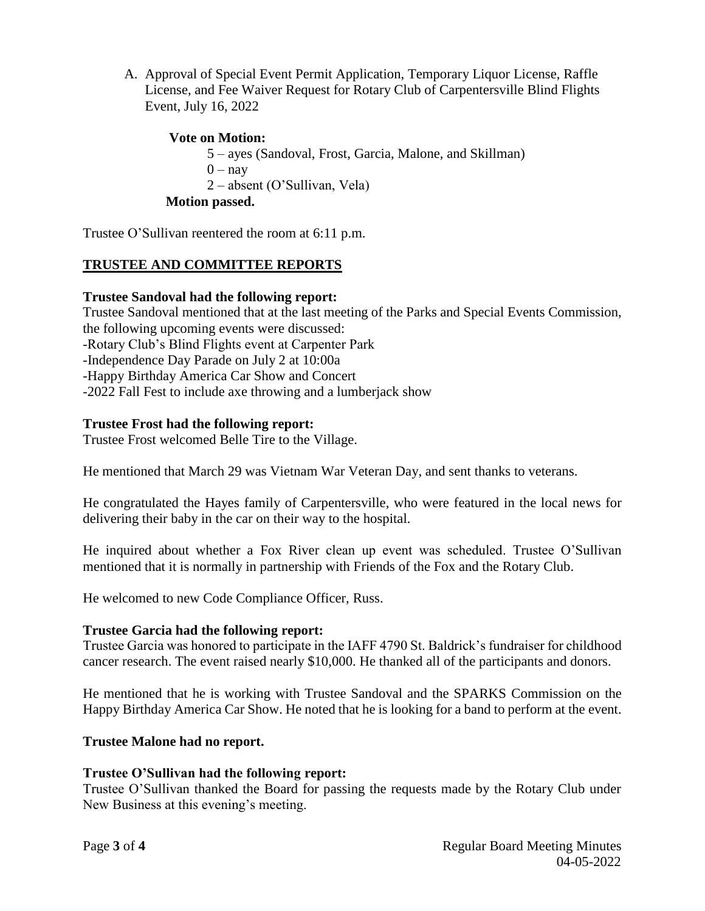A. Approval of Special Event Permit Application, Temporary Liquor License, Raffle License, and Fee Waiver Request for Rotary Club of Carpentersville Blind Flights Event, July 16, 2022

**Vote on Motion:**

5 – ayes (Sandoval, Frost, Garcia, Malone, and Skillman)
0 – nay
2 – absent (O'Sullivan, Vela)

**Motion passed.**

Trustee O'Sullivan reentered the room at 6:11 p.m.

## TRUSTEE AND COMMITTEE REPORTS

**Trustee Sandoval had the following report:**

Trustee Sandoval mentioned that at the last meeting of the Parks and Special Events Commission, the following upcoming events were discussed:
-Rotary Club's Blind Flights event at Carpenter Park
-Independence Day Parade on July 2 at 10:00a
-Happy Birthday America Car Show and Concert
-2022 Fall Fest to include axe throwing and a lumberjack show

**Trustee Frost had the following report:**

Trustee Frost welcomed Belle Tire to the Village.

He mentioned that March 29 was Vietnam War Veteran Day, and sent thanks to veterans.

He congratulated the Hayes family of Carpentersville, who were featured in the local news for delivering their baby in the car on their way to the hospital.

He inquired about whether a Fox River clean up event was scheduled. Trustee O'Sullivan mentioned that it is normally in partnership with Friends of the Fox and the Rotary Club.

He welcomed to new Code Compliance Officer, Russ.

**Trustee Garcia had the following report:**

Trustee Garcia was honored to participate in the IAFF 4790 St. Baldrick's fundraiser for childhood cancer research. The event raised nearly $10,000. He thanked all of the participants and donors.

He mentioned that he is working with Trustee Sandoval and the SPARKS Commission on the Happy Birthday America Car Show. He noted that he is looking for a band to perform at the event.

**Trustee Malone had no report.**

**Trustee O'Sullivan had the following report:**

Trustee O'Sullivan thanked the Board for passing the requests made by the Rotary Club under New Business at this evening's meeting.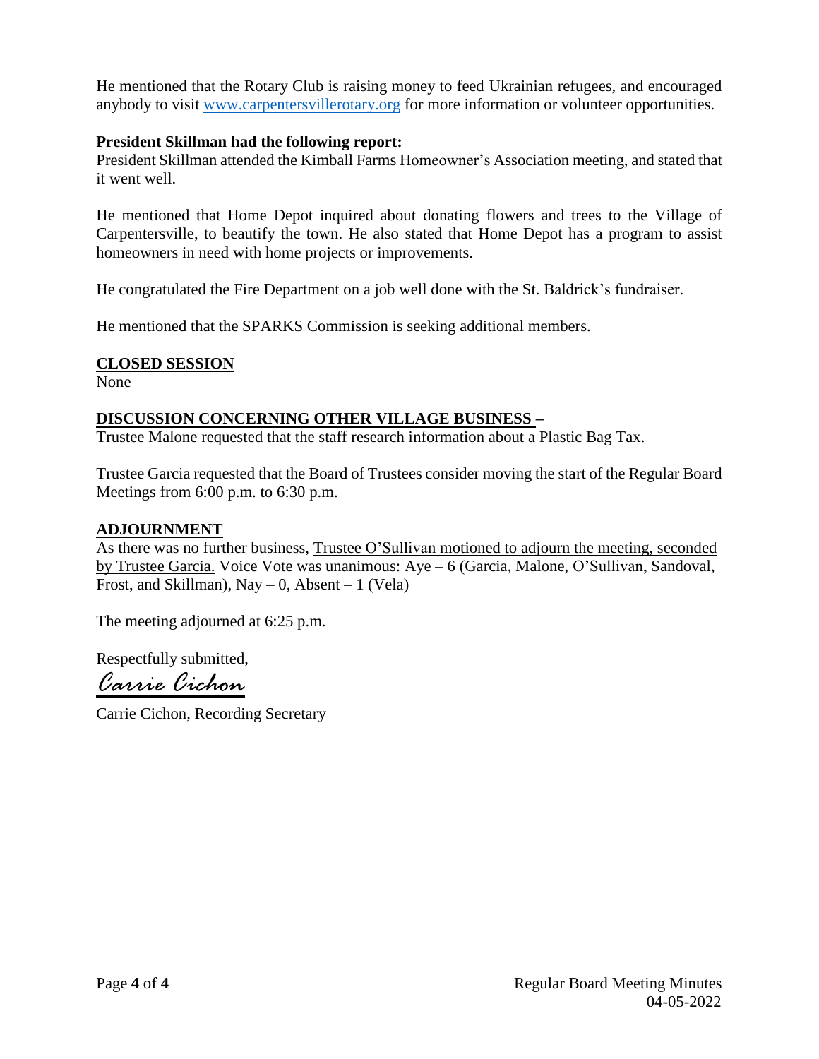He mentioned that the Rotary Club is raising money to feed Ukrainian refugees, and encouraged anybody to visit www.carpentersvillerotary.org for more information or volunteer opportunities.

**President Skillman had the following report:**
President Skillman attended the Kimball Farms Homeowner's Association meeting, and stated that it went well.

He mentioned that Home Depot inquired about donating flowers and trees to the Village of Carpentersville, to beautify the town. He also stated that Home Depot has a program to assist homeowners in need with home projects or improvements.

He congratulated the Fire Department on a job well done with the St. Baldrick's fundraiser.

He mentioned that the SPARKS Commission is seeking additional members.

## CLOSED SESSION

None

## DISCUSSION CONCERNING OTHER VILLAGE BUSINESS –

Trustee Malone requested that the staff research information about a Plastic Bag Tax.

Trustee Garcia requested that the Board of Trustees consider moving the start of the Regular Board Meetings from 6:00 p.m. to 6:30 p.m.

## ADJOURNMENT

As there was no further business, Trustee O'Sullivan motioned to adjourn the meeting, seconded by Trustee Garcia. Voice Vote was unanimous: Aye – 6 (Garcia, Malone, O'Sullivan, Sandoval, Frost, and Skillman), Nay – 0, Absent – 1 (Vela)

The meeting adjourned at 6:25 p.m.

Respectfully submitted,

*Carrie Cichon*

Carrie Cichon, Recording Secretary